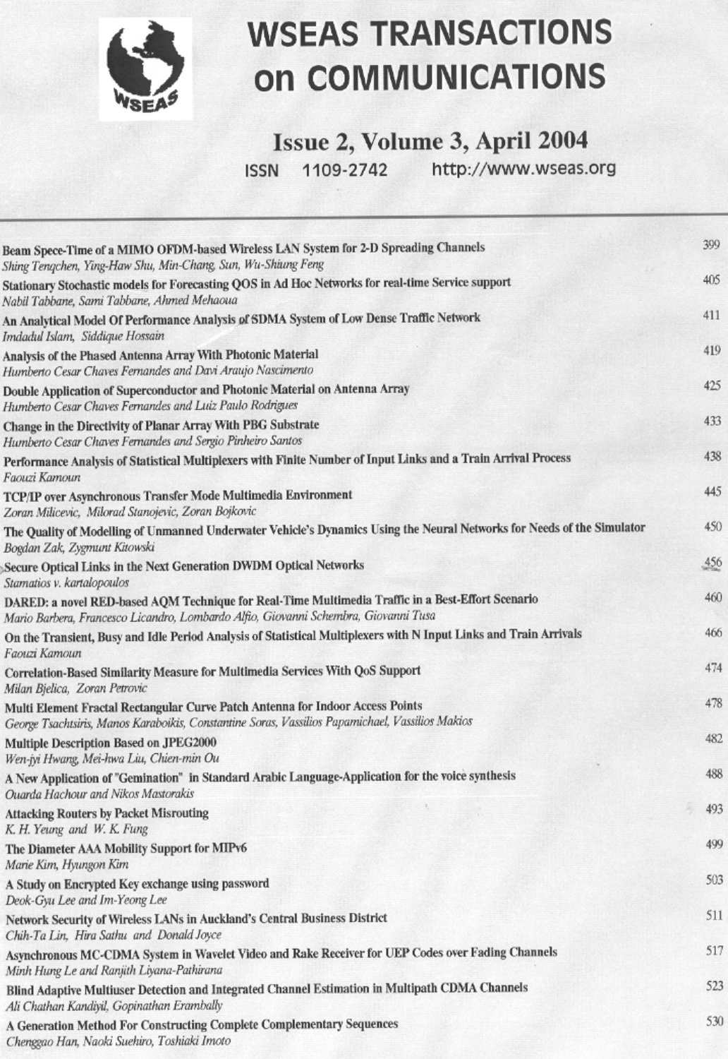# WSEAS TRANSACTIONS on COMMUNICATIONS

## Issue 2, Volume 3, April 2004

ISSN 1109-2742 http://www.wseas.org

| | |
|---|---|
| **Beam Spece-Time of a MIMO OFDM-based Wireless LAN System for 2-D Spreading Channels**<br>*Shing Tenqchen, Ying-Haw Shu, Min-Chang, Sun, Wu-Shiung Feng* | 399 |
| **Stationary Stochastic models for Forecasting QOS in Ad Hoc Networks for real-time Service support**<br>*Nabil Tabbane, Sami Tabbane, Ahmed Mehaoua* | 405 |
| **An Analytical Model Of Performance Analysis of SDMA System of Low Dense Traffic Network**<br>*Imdadul Islam, Siddique Hossain* | 411 |
| **Analysis of the Phased Antenna Array With Photonic Material**<br>*Humberto Cesar Chaves Fernandes and Davi Araujo Nascimento* | 419 |
| **Double Application of Superconductor and Photonic Material on Antenna Array**<br>*Humberto Cesar Chaves Fernandes and Luiz Paulo Rodrigues* | 425 |
| **Change in the Directivity of Planar Array With PBG Substrate**<br>*Humberto Cesar Chaves Fernandes and Sergio Pinheiro Santos* | 433 |
| **Performance Analysis of Statistical Multiplexers with Finite Number of Input Links and a Train Arrival Process**<br>*Faouzi Kamoun* | 438 |
| **TCP/IP over Asynchronous Transfer Mode Multimedia Environment**<br>*Zoran Milicevic, Milorad Stanojevic, Zoran Bojkovic* | 445 |
| **The Quality of Modelling of Unmanned Underwater Vehicle's Dynamics Using the Neural Networks for Needs of the Simulator**<br>*Bogdan Zak, Zygmunt Kitowski* | 450 |
| **Secure Optical Links in the Next Generation DWDM Optical Networks**<br>*Stamatios v. kartalopoulos* | 456 |
| **DARED: a novel RED-based AQM Technique for Real-Time Multimedia Traffic in a Best-Effort Scenario**<br>*Mario Barbera, Francesco Licandro, Lombardo Alfio, Giovanni Schembra, Giovanni Tusa* | 460 |
| **On the Transient, Busy and Idle Period Analysis of Statistical Multiplexers with N Input Links and Train Arrivals**<br>*Faouzi Kamoun* | 466 |
| **Correlation-Based Similarity Measure for Multimedia Services With QoS Support**<br>*Milan Bjelica, Zoran Petrovic* | 474 |
| **Multi Element Fractal Rectangular Curve Patch Antenna for Indoor Access Points**<br>*George Tsachtsiris, Manos Karaboikis, Constantine Soras, Vassilios Papamichael, Vassilios Makios* | 478 |
| **Multiple Description Based on JPEG2000**<br>*Wen-jyi Hwang, Mei-hwa Liu, Chien-min Ou* | 482 |
| **A New Application of "Gemination" in Standard Arabic Language-Application for the voice synthesis**<br>*Ouarda Hachour and Nikos Mastorakis* | 488 |
| **Attacking Routers by Packet Misrouting**<br>*K. H. Yeung and W. K. Fung* | 493 |
| **The Diameter AAA Mobility Support for MIPv6**<br>*Marie Kim, Hyungon Kim* | 499 |
| **A Study on Encrypted Key exchange using password**<br>*Deok-Gyu Lee and Im-Yeong Lee* | 503 |
| **Network Security of Wireless LANs in Auckland's Central Business District**<br>*Chih-Ta Lin, Hira Sathu and Donald Joyce* | 511 |
| **Asynchronous MC-CDMA System in Wavelet Video and Rake Receiver for UEP Codes over Fading Channels**<br>*Minh Hung Le and Ranjith Liyana-Pathirana* | 517 |
| **Blind Adaptive Multiuser Detection and Integrated Channel Estimation in Multipath CDMA Channels**<br>*Ali Chathan Kandiyil, Gopinathan Erambally* | 523 |
| **A Generation Method For Constructing Complete Complementary Sequences**<br>*Chenggao Han, Naoki Suehiro, Toshiaki Imoto* | 530 |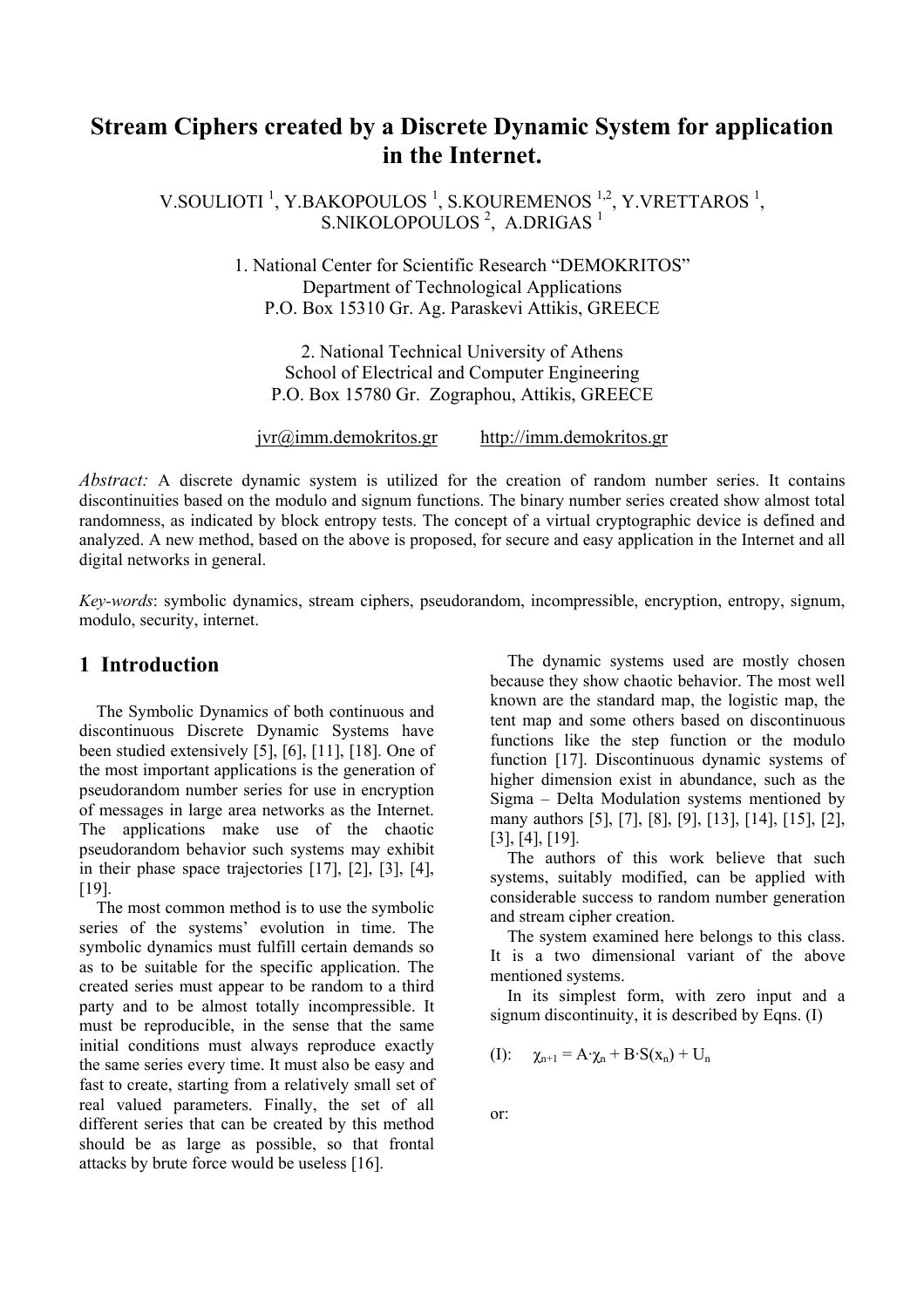# Stream Ciphers created by a Discrete Dynamic System for application in the Internet.

V.SOULIOTI [1], Y.BAKOPOULOS [1], S.KOUREMENOS [1,2], Y.VRETTAROS [1], S.NIKOLOPOULOS [2], A.DRIGAS [1]

1. National Center for Scientific Research "DEMOKRITOS"
Department of Technological Applications
P.O. Box 15310 Gr. Ag. Paraskevi Attikis, GREECE

2. National Technical University of Athens
School of Electrical and Computer Engineering
P.O. Box 15780 Gr. Zographou, Attikis, GREECE

jvr@imm.demokritos.gr    http://imm.demokritos.gr

*Abstract:* A discrete dynamic system is utilized for the creation of random number series. It contains discontinuities based on the modulo and signum functions. The binary number series created show almost total randomness, as indicated by block entropy tests. The concept of a virtual cryptographic device is defined and analyzed. A new method, based on the above is proposed, for secure and easy application in the Internet and all digital networks in general.

*Key-words*: symbolic dynamics, stream ciphers, pseudorandom, incompressible, encryption, entropy, signum, modulo, security, internet.

## 1 Introduction

The Symbolic Dynamics of both continuous and discontinuous Discrete Dynamic Systems have been studied extensively [5], [6], [11], [18]. One of the most important applications is the generation of pseudorandom number series for use in encryption of messages in large area networks as the Internet. The applications make use of the chaotic pseudorandom behavior such systems may exhibit in their phase space trajectories [17], [2], [3], [4], [19].

The most common method is to use the symbolic series of the systems' evolution in time. The symbolic dynamics must fulfill certain demands so as to be suitable for the specific application. The created series must appear to be random to a third party and to be almost totally incompressible. It must be reproducible, in the sense that the same initial conditions must always reproduce exactly the same series every time. It must also be easy and fast to create, starting from a relatively small set of real valued parameters. Finally, the set of all different series that can be created by this method should be as large as possible, so that frontal attacks by brute force would be useless [16].

The dynamic systems used are mostly chosen because they show chaotic behavior. The most well known are the standard map, the logistic map, the tent map and some others based on discontinuous functions like the step function or the modulo function [17]. Discontinuous dynamic systems of higher dimension exist in abundance, such as the Sigma – Delta Modulation systems mentioned by many authors [5], [7], [8], [9], [13], [14], [15], [2], [3], [4], [19].

The authors of this work believe that such systems, suitably modified, can be applied with considerable success to random number generation and stream cipher creation.

The system examined here belongs to this class. It is a two dimensional variant of the above mentioned systems.

In its simplest form, with zero input and a signum discontinuity, it is described by Eqns. (I)

(I): $\chi_{n+1} = A\cdot\chi_n + B\cdot S(x_n) + U_n$

or: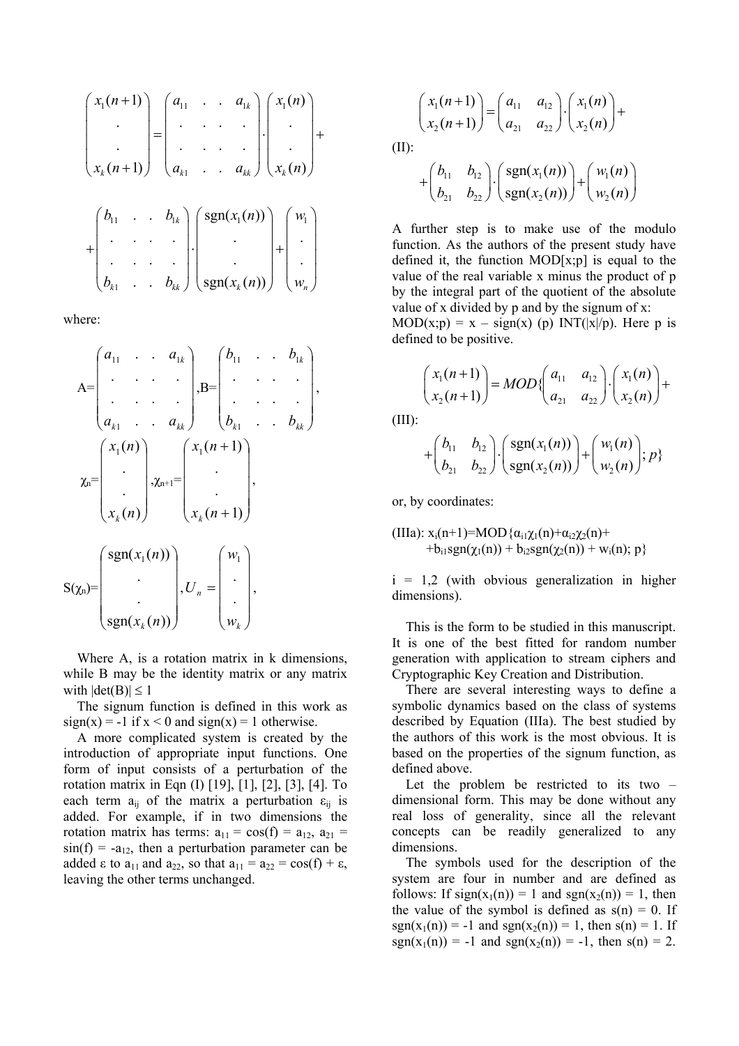$$
\begin{pmatrix} x_1(n+1) \\ . \\ . \\ x_k(n+1) \end{pmatrix} = \begin{pmatrix} a_{11} & . & . & a_{1k} \\ . & . & . & . \\ . & . & . & . \\ a_{k1} & . & . & a_{kk} \end{pmatrix} \cdot \begin{pmatrix} x_1(n) \\ . \\ . \\ x_k(n) \end{pmatrix} +
$$

$$
+ \begin{pmatrix} b_{11} & . & . & b_{1k} \\ . & . & . & . \\ . & . & . & . \\ b_{k1} & . & . & b_{kk} \end{pmatrix} \cdot \begin{pmatrix} \mathrm{sgn}(x_1(n)) \\ . \\ . \\ \mathrm{sgn}(x_k(n)) \end{pmatrix} + \begin{pmatrix} w_1 \\ . \\ . \\ w_n \end{pmatrix}
$$

where:

$$
\mathrm{A} = \begin{pmatrix} a_{11} & . & . & a_{1k} \\ . & . & . & . \\ . & . & . & . \\ a_{k1} & . & . & a_{kk} \end{pmatrix}, \mathrm{B} = \begin{pmatrix} b_{11} & . & . & b_{1k} \\ . & . & . & . \\ . & . & . & . \\ b_{k1} & . & . & b_{kk} \end{pmatrix},
$$

$$
\chi_n = \begin{pmatrix} x_1(n) \\ . \\ . \\ x_k(n) \end{pmatrix}, \chi_{n+1} = \begin{pmatrix} x_1(n+1) \\ . \\ . \\ x_k(n+1) \end{pmatrix},
$$

$$
\mathrm{S}(\chi_n) = \begin{pmatrix} \mathrm{sgn}(x_1(n)) \\ . \\ . \\ \mathrm{sgn}(x_k(n)) \end{pmatrix}, U_n = \begin{pmatrix} w_1 \\ . \\ . \\ w_k \end{pmatrix},
$$

Where A, is a rotation matrix in k dimensions, while B may be the identity matrix or any matrix with $|\det(B)| \le 1$

The signum function is defined in this work as $\mathrm{sign}(x) = -1$ if $x < 0$ and $\mathrm{sign}(x) = 1$ otherwise.

A more complicated system is created by the introduction of appropriate input functions. One form of input consists of a perturbation of the rotation matrix in Eqn (I) [19], [1], [2], [3], [4]. To each term $a_{ij}$ of the matrix a perturbation $\varepsilon_{ij}$ is added. For example, if in two dimensions the rotation matrix has terms: $a_{11} = \cos(f) = a_{12}$, $a_{21} = \sin(f) = -a_{12}$, then a perturbation parameter can be added $\varepsilon$ to $a_{11}$ and $a_{22}$, so that $a_{11} = a_{22} = \cos(f) + \varepsilon$, leaving the other terms unchanged.

(II):

$$
\begin{pmatrix} x_1(n+1) \\ x_2(n+1) \end{pmatrix} = \begin{pmatrix} a_{11} & a_{12} \\ a_{21} & a_{22} \end{pmatrix} \cdot \begin{pmatrix} x_1(n) \\ x_2(n) \end{pmatrix} + 
$$

$$
+ \begin{pmatrix} b_{11} & b_{12} \\ b_{21} & b_{22} \end{pmatrix} \cdot \begin{pmatrix} \mathrm{sgn}(x_1(n)) \\ \mathrm{sgn}(x_2(n)) \end{pmatrix} + \begin{pmatrix} w_1(n) \\ w_2(n) \end{pmatrix}
$$

A further step is to make use of the modulo function. As the authors of the present study have defined it, the function MOD[x;p] is equal to the value of the real variable x minus the product of p by the integral part of the quotient of the absolute value of x divided by p and by the signum of x: $\mathrm{MOD}(x;p) = x - \mathrm{sign}(x)\,(p)\,\mathrm{INT}(|x|/p)$. Here p is defined to be positive.

(III):

$$
\begin{pmatrix} x_1(n+1) \\ x_2(n+1) \end{pmatrix} = MOD\{ \begin{pmatrix} a_{11} & a_{12} \\ a_{21} & a_{22} \end{pmatrix} \cdot \begin{pmatrix} x_1(n) \\ x_2(n) \end{pmatrix} +
$$

$$
+ \begin{pmatrix} b_{11} & b_{12} \\ b_{21} & b_{22} \end{pmatrix} \cdot \begin{pmatrix} \mathrm{sgn}(x_1(n)) \\ \mathrm{sgn}(x_2(n)) \end{pmatrix} + \begin{pmatrix} w_1(n) \\ w_2(n) \end{pmatrix}; p\}
$$

or, by coordinates:

(IIIa): $x_i(n+1) = \mathrm{MOD}\{\alpha_{i1}\chi_1(n) + \alpha_{i2}\chi_2(n) + b_{i1}\mathrm{sgn}(\chi_1(n)) + b_{i2}\mathrm{sgn}(\chi_2(n)) + w_i(n);\ p\}$

i = 1,2 (with obvious generalization in higher dimensions).

This is the form to be studied in this manuscript. It is one of the best fitted for random number generation with application to stream ciphers and Cryptographic Key Creation and Distribution.

There are several interesting ways to define a symbolic dynamics based on the class of systems described by Equation (IIIa). The best studied by the authors of this work is the most obvious. It is based on the properties of the signum function, as defined above.

Let the problem be restricted to its two – dimensional form. This may be done without any real loss of generality, since all the relevant concepts can be readily generalized to any dimensions.

The symbols used for the description of the system are four in number and are defined as follows: If $\mathrm{sign}(x_1(n)) = 1$ and $\mathrm{sgn}(x_2(n)) = 1$, then the value of the symbol is defined as $s(n) = 0$. If $\mathrm{sgn}(x_1(n)) = -1$ and $\mathrm{sgn}(x_2(n)) = 1$, then $s(n) = 1$. If $\mathrm{sgn}(x_1(n)) = -1$ and $\mathrm{sgn}(x_2(n)) = -1$, then $s(n) = 2$.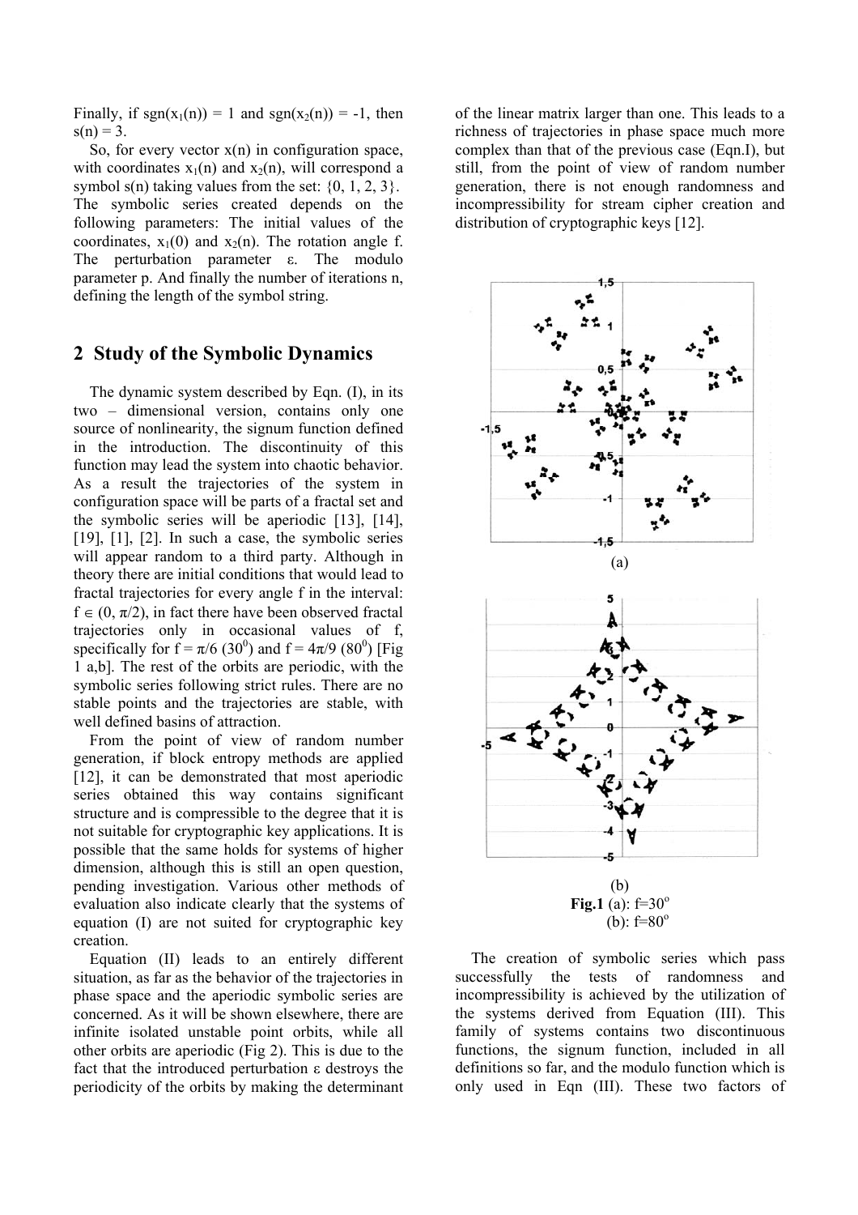Finally, if $sgn(x_1(n)) = 1$ and $sgn(x_2(n)) = -1$, then $s(n) = 3$.

So, for every vector $x(n)$ in configuration space, with coordinates $x_1(n)$ and $x_2(n)$, will correspond a symbol $s(n)$ taking values from the set: {0, 1, 2, 3}. The symbolic series created depends on the following parameters: The initial values of the coordinates, $x_1(0)$ and $x_2(n)$. The rotation angle f. The perturbation parameter ε. The modulo parameter p. And finally the number of iterations n, defining the length of the symbol string.

## 2 Study of the Symbolic Dynamics

The dynamic system described by Eqn. (I), in its two – dimensional version, contains only one source of nonlinearity, the signum function defined in the introduction. The discontinuity of this function may lead the system into chaotic behavior. As a result the trajectories of the system in configuration space will be parts of a fractal set and the symbolic series will be aperiodic [13], [14], [19], [1], [2]. In such a case, the symbolic series will appear random to a third party. Although in theory there are initial conditions that would lead to fractal trajectories for every angle f in the interval: $f \in (0, \pi/2)$, in fact there have been observed fractal trajectories only in occasional values of f, specifically for $f = \pi/6$ ($30^0$) and $f = 4\pi/9$ ($80^0$) [Fig 1 a,b]. The rest of the orbits are periodic, with the symbolic series following strict rules. There are no stable points and the trajectories are stable, with well defined basins of attraction.

From the point of view of random number generation, if block entropy methods are applied [12], it can be demonstrated that most aperiodic series obtained this way contains significant structure and is compressible to the degree that it is not suitable for cryptographic key applications. It is possible that the same holds for systems of higher dimension, although this is still an open question, pending investigation. Various other methods of evaluation also indicate clearly that the systems of equation (I) are not suited for cryptographic key creation.

Equation (II) leads to an entirely different situation, as far as the behavior of the trajectories in phase space and the aperiodic symbolic series are concerned. As it will be shown elsewhere, there are infinite isolated unstable point orbits, while all other orbits are aperiodic (Fig 2). This is due to the fact that the introduced perturbation ε destroys the periodicity of the orbits by making the determinant of the linear matrix larger than one. This leads to a richness of trajectories in phase space much more complex than that of the previous case (Eqn.I), but still, from the point of view of random number generation, there is not enough randomness and incompressibility for stream cipher creation and distribution of cryptographic keys [12].

(a)

(b)

**Fig.1** (a): $f=30^o$
(b): $f=80^o$

The creation of symbolic series which pass successfully the tests of randomness and incompressibility is achieved by the utilization of the systems derived from Equation (III). This family of systems contains two discontinuous functions, the signum function, included in all definitions so far, and the modulo function which is only used in Eqn (III). These two factors of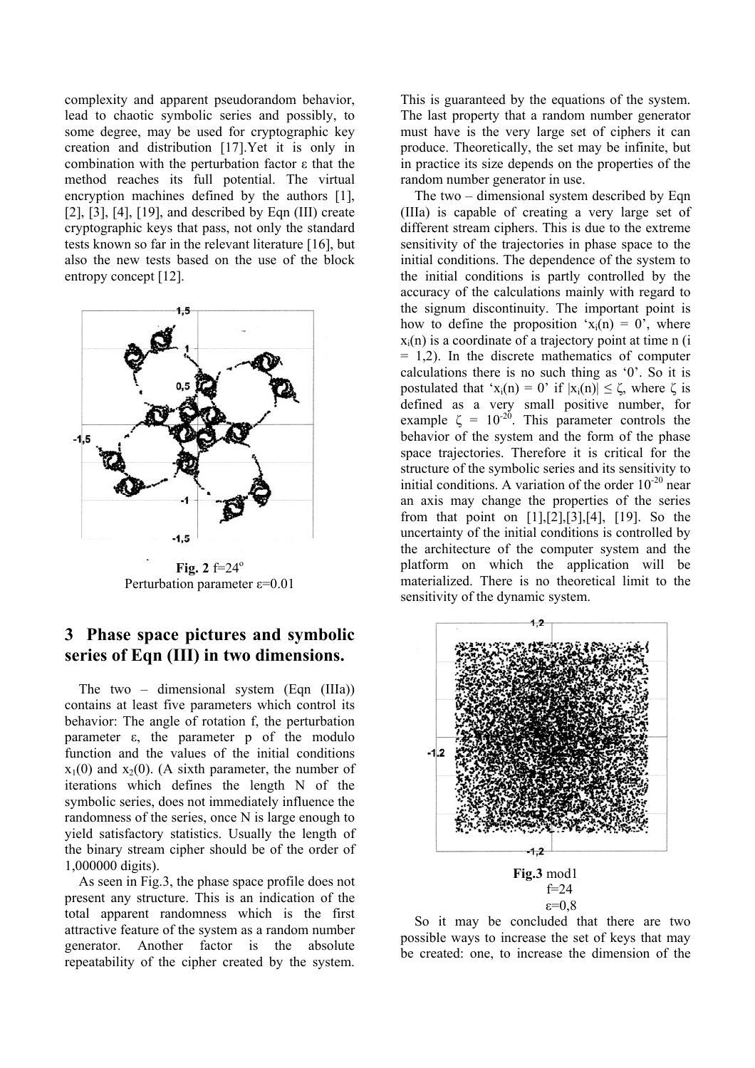complexity and apparent pseudorandom behavior, lead to chaotic symbolic series and possibly, to some degree, may be used for cryptographic key creation and distribution [17].Yet it is only in combination with the perturbation factor ε that the method reaches its full potential. The virtual encryption machines defined by the authors [1], [2], [3], [4], [19], and described by Eqn (III) create cryptographic keys that pass, not only the standard tests known so far in the relevant literature [16], but also the new tests based on the use of the block entropy concept [12].

**Fig. 2** f=24$^o$
Perturbation parameter ε=0.01

## 3 Phase space pictures and symbolic series of Eqn (III) in two dimensions.

The two – dimensional system (Eqn (IIIa)) contains at least five parameters which control its behavior: The angle of rotation f, the perturbation parameter ε, the parameter p of the modulo function and the values of the initial conditions $x_1(0)$ and $x_2(0)$. (A sixth parameter, the number of iterations which defines the length N of the symbolic series, does not immediately influence the randomness of the series, once N is large enough to yield satisfactory statistics. Usually the length of the binary stream cipher should be of the order of 1,000000 digits).

As seen in Fig.3, the phase space profile does not present any structure. This is an indication of the total apparent randomness which is the first attractive feature of the system as a random number generator. Another factor is the absolute repeatability of the cipher created by the system. This is guaranteed by the equations of the system. The last property that a random number generator must have is the very large set of ciphers it can produce. Theoretically, the set may be infinite, but in practice its size depends on the properties of the random number generator in use.

The two – dimensional system described by Eqn (IIIa) is capable of creating a very large set of different stream ciphers. This is due to the extreme sensitivity of the trajectories in phase space to the initial conditions. The dependence of the system to the initial conditions is partly controlled by the accuracy of the calculations mainly with regard to the signum discontinuity. The important point is how to define the proposition '$x_i(n) = 0$', where $x_i(n)$ is a coordinate of a trajectory point at time n (i = 1,2). In the discrete mathematics of computer calculations there is no such thing as '0'. So it is postulated that '$x_i(n) = 0$' if $|x_i(n)| \le \zeta$, where ζ is defined as a very small positive number, for example $\zeta = 10^{-20}$. This parameter controls the behavior of the system and the form of the phase space trajectories. Therefore it is critical for the structure of the symbolic series and its sensitivity to initial conditions. A variation of the order $10^{-20}$ near an axis may change the properties of the series from that point on [1],[2],[3],[4], [19]. So the uncertainty of the initial conditions is controlled by the architecture of the computer system and the platform on which the application will be materialized. There is no theoretical limit to the sensitivity of the dynamic system.

**Fig.3** mod1
f=24
ε=0,8

So it may be concluded that there are two possible ways to increase the set of keys that may be created: one, to increase the dimension of the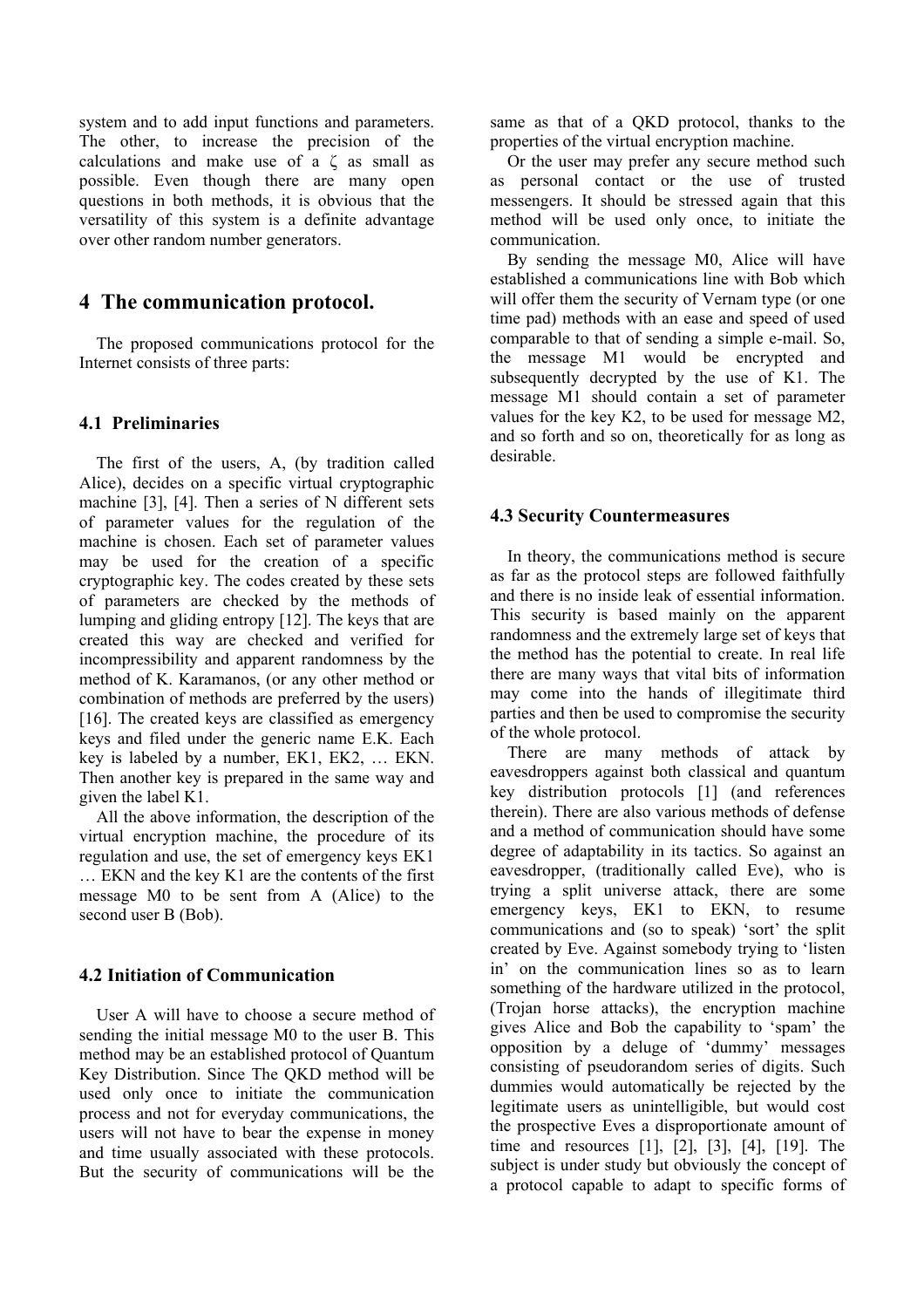system and to add input functions and parameters. The other, to increase the precision of the calculations and make use of a ζ as small as possible. Even though there are many open questions in both methods, it is obvious that the versatility of this system is a definite advantage over other random number generators.

# 4 The communication protocol.

The proposed communications protocol for the Internet consists of three parts:

## 4.1 Preliminaries

The first of the users, A, (by tradition called Alice), decides on a specific virtual cryptographic machine [3], [4]. Then a series of N different sets of parameter values for the regulation of the machine is chosen. Each set of parameter values may be used for the creation of a specific cryptographic key. The codes created by these sets of parameters are checked by the methods of lumping and gliding entropy [12]. The keys that are created this way are checked and verified for incompressibility and apparent randomness by the method of K. Karamanos, (or any other method or combination of methods are preferred by the users) [16]. The created keys are classified as emergency keys and filed under the generic name E.K. Each key is labeled by a number, EK1, EK2, … EKN. Then another key is prepared in the same way and given the label K1.

All the above information, the description of the virtual encryption machine, the procedure of its regulation and use, the set of emergency keys EK1 … EKN and the key K1 are the contents of the first message M0 to be sent from A (Alice) to the second user B (Bob).

## 4.2 Initiation of Communication

User A will have to choose a secure method of sending the initial message M0 to the user B. This method may be an established protocol of Quantum Key Distribution. Since The QKD method will be used only once to initiate the communication process and not for everyday communications, the users will not have to bear the expense in money and time usually associated with these protocols. But the security of communications will be the same as that of a QKD protocol, thanks to the properties of the virtual encryption machine.

Or the user may prefer any secure method such as personal contact or the use of trusted messengers. It should be stressed again that this method will be used only once, to initiate the communication.

By sending the message M0, Alice will have established a communications line with Bob which will offer them the security of Vernam type (or one time pad) methods with an ease and speed of used comparable to that of sending a simple e-mail. So, the message M1 would be encrypted and subsequently decrypted by the use of K1. The message M1 should contain a set of parameter values for the key K2, to be used for message M2, and so forth and so on, theoretically for as long as desirable.

## 4.3 Security Countermeasures

In theory, the communications method is secure as far as the protocol steps are followed faithfully and there is no inside leak of essential information. This security is based mainly on the apparent randomness and the extremely large set of keys that the method has the potential to create. In real life there are many ways that vital bits of information may come into the hands of illegitimate third parties and then be used to compromise the security of the whole protocol.

There are many methods of attack by eavesdroppers against both classical and quantum key distribution protocols [1] (and references therein). There are also various methods of defense and a method of communication should have some degree of adaptability in its tactics. So against an eavesdropper, (traditionally called Eve), who is trying a split universe attack, there are some emergency keys, EK1 to EKN, to resume communications and (so to speak) 'sort' the split created by Eve. Against somebody trying to 'listen in' on the communication lines so as to learn something of the hardware utilized in the protocol, (Trojan horse attacks), the encryption machine gives Alice and Bob the capability to 'spam' the opposition by a deluge of 'dummy' messages consisting of pseudorandom series of digits. Such dummies would automatically be rejected by the legitimate users as unintelligible, but would cost the prospective Eves a disproportionate amount of time and resources [1], [2], [3], [4], [19]. The subject is under study but obviously the concept of a protocol capable to adapt to specific forms of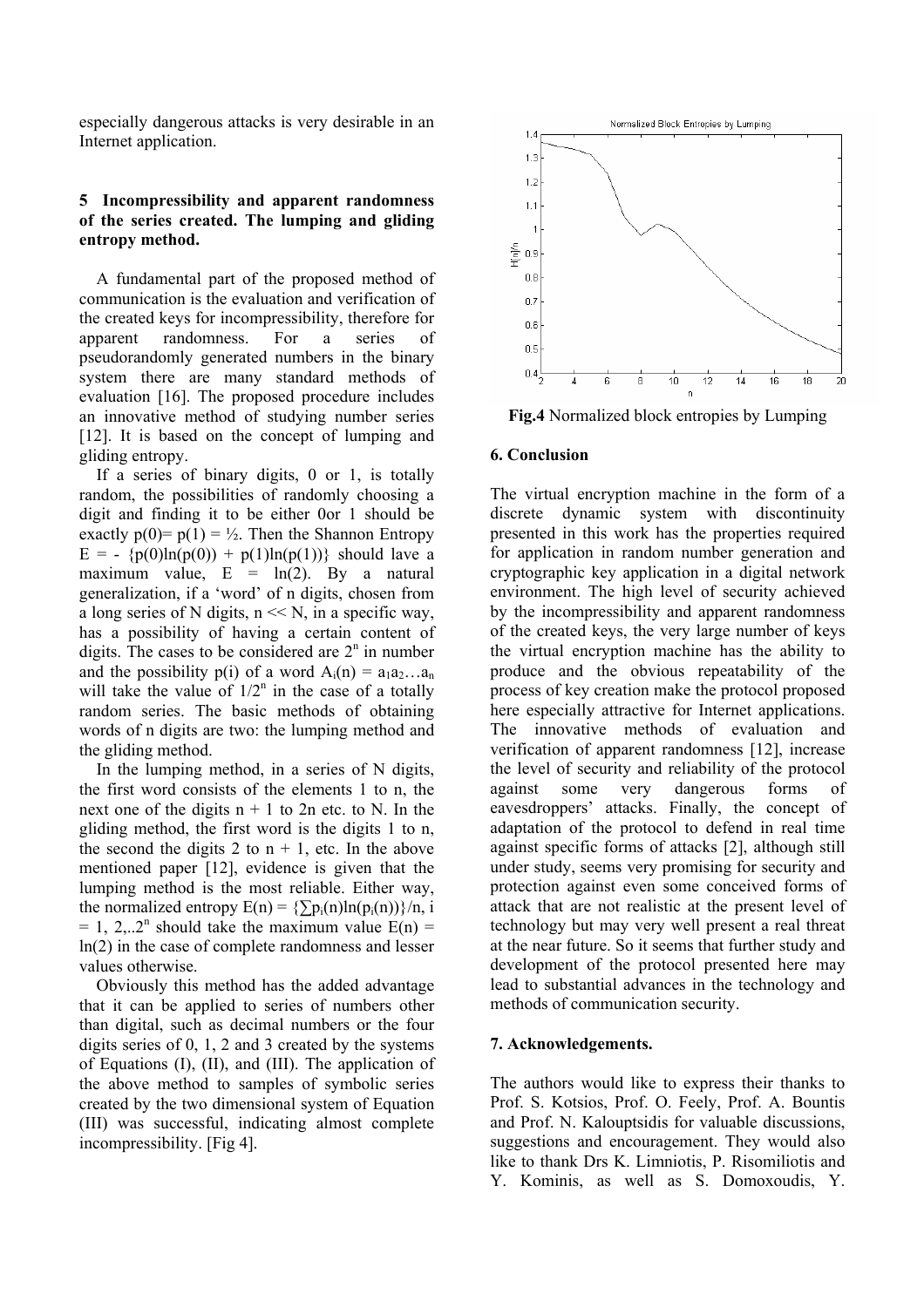especially dangerous attacks is very desirable in an Internet application.

### 5 Incompressibility and apparent randomness of the series created. The lumping and gliding entropy method.

A fundamental part of the proposed method of communication is the evaluation and verification of the created keys for incompressibility, therefore for apparent randomness. For a series of pseudorandomly generated numbers in the binary system there are many standard methods of evaluation [16]. The proposed procedure includes an innovative method of studying number series [12]. It is based on the concept of lumping and gliding entropy.

If a series of binary digits, 0 or 1, is totally random, the possibilities of randomly choosing a digit and finding it to be either 0or 1 should be exactly $p(0)= p(1) = ½$. Then the Shannon Entropy $E = - \{p(0)\ln(p(0)) + p(1)\ln(p(1))\}$ should lave a maximum value, $E = \ln(2)$. By a natural generalization, if a 'word' of n digits, chosen from a long series of N digits, $n << N$, in a specific way, has a possibility of having a certain content of digits. The cases to be considered are $2^n$ in number and the possibility $p(i)$ of a word $A_i(n) = a_1a_2…a_n$ will take the value of $1/2^n$ in the case of a totally random series. The basic methods of obtaining words of n digits are two: the lumping method and the gliding method.

In the lumping method, in a series of N digits, the first word consists of the elements 1 to n, the next one of the digits n + 1 to 2n etc. to N. In the gliding method, the first word is the digits 1 to n, the second the digits 2 to n + 1, etc. In the above mentioned paper [12], evidence is given that the lumping method is the most reliable. Either way, the normalized entropy $E(n) = \{\sum p_i(n)\ln(p_i(n))\}/n$, $i = 1, 2,..2^n$ should take the maximum value $E(n) = \ln(2)$ in the case of complete randomness and lesser values otherwise.

Obviously this method has the added advantage that it can be applied to series of numbers other than digital, such as decimal numbers or the four digits series of 0, 1, 2 and 3 created by the systems of Equations (I), (II), and (III). The application of the above method to samples of symbolic series created by the two dimensional system of Equation (III) was successful, indicating almost complete incompressibility. [Fig 4].

**Fig.4** Normalized block entropies by Lumping

### 6. Conclusion

The virtual encryption machine in the form of a discrete dynamic system with discontinuity presented in this work has the properties required for application in random number generation and cryptographic key application in a digital network environment. The high level of security achieved by the incompressibility and apparent randomness of the created keys, the very large number of keys the virtual encryption machine has the ability to produce and the obvious repeatability of the process of key creation make the protocol proposed here especially attractive for Internet applications. The innovative methods of evaluation and verification of apparent randomness [12], increase the level of security and reliability of the protocol against some very dangerous forms of eavesdroppers' attacks. Finally, the concept of adaptation of the protocol to defend in real time against specific forms of attacks [2], although still under study, seems very promising for security and protection against even some conceived forms of attack that are not realistic at the present level of technology but may very well present a real threat at the near future. So it seems that further study and development of the protocol presented here may lead to substantial advances in the technology and methods of communication security.

### 7. Acknowledgements.

The authors would like to express their thanks to Prof. S. Kotsios, Prof. O. Feely, Prof. A. Bountis and Prof. N. Kalouptsidis for valuable discussions, suggestions and encouragement. They would also like to thank Drs K. Limniotis, P. Risomiliotis and Y. Kominis, as well as S. Domoxoudis, Y.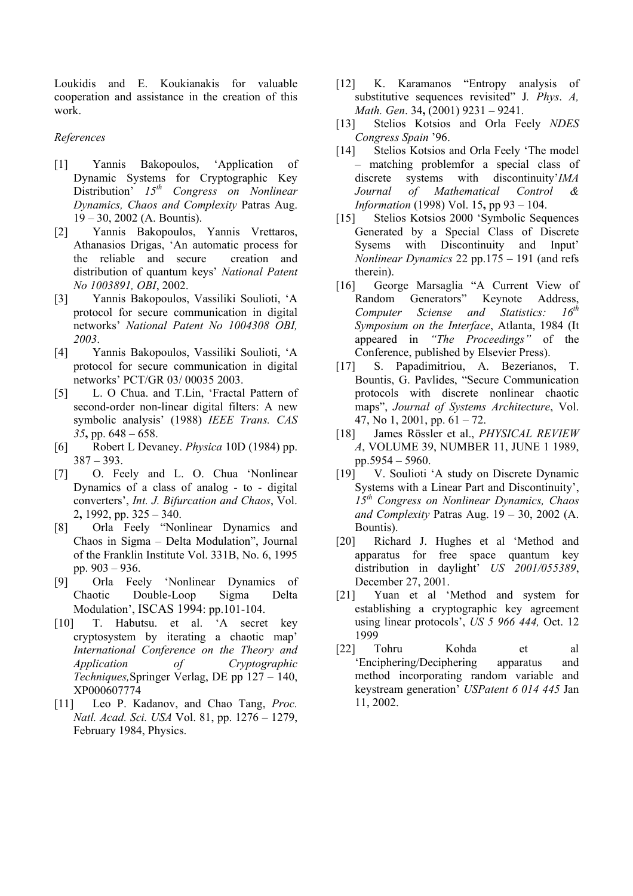Loukidis and E. Koukianakis for valuable cooperation and assistance in the creation of this work.

*References*

[1] Yannis Bakopoulos, 'Application of Dynamic Systems for Cryptographic Key Distribution' *15th Congress on Nonlinear Dynamics, Chaos and Complexity* Patras Aug. 19 – 30, 2002 (A. Bountis).

[2] Yannis Bakopoulos, Yannis Vrettaros, Athanasios Drigas, 'An automatic process for the reliable and secure creation and distribution of quantum keys' *National Patent No 1003891, OBI*, 2002.

[3] Yannis Bakopoulos, Vassiliki Soulioti, 'A protocol for secure communication in digital networks' *National Patent No 1004308 OBI, 2003*.

[4] Yannis Bakopoulos, Vassiliki Soulioti, 'A protocol for secure communication in digital networks' PCT/GR 03/ 00035 2003.

[5] L. O Chua. and T.Lin, 'Fractal Pattern of second-order non-linear digital filters: A new symbolic analysis' (1988) *IEEE Trans. CAS 35*, pp. 648 – 658.

[6] Robert L Devaney. *Physica* 10D (1984) pp. 387 – 393.

[7] O. Feely and L. O. Chua 'Nonlinear Dynamics of a class of analog - to - digital converters', *Int. J. Bifurcation and Chaos*, Vol. 2, 1992, pp. 325 – 340.

[8] Orla Feely "Nonlinear Dynamics and Chaos in Sigma – Delta Modulation", Journal of the Franklin Institute Vol. 331B, No. 6, 1995 pp. 903 – 936.

[9] Orla Feely 'Nonlinear Dynamics of Chaotic Double-Loop Sigma Delta Modulation', ISCAS 1994: pp.101-104.

[10] T. Habutsu. et al. 'A secret key cryptosystem by iterating a chaotic map' *International Conference on the Theory and Application of Cryptographic Techniques,*Springer Verlag, DE pp 127 – 140, XP000607774

[11] Leo P. Kadanov, and Chao Tang, *Proc. Natl. Acad. Sci. USA* Vol. 81, pp. 1276 – 1279, February 1984, Physics.

[12] K. Karamanos "Entropy analysis of substitutive sequences revisited" J*. Phys. A, Math. Gen*. 34, (2001) 9231 – 9241.

[13] Stelios Kotsios and Orla Feely *NDES Congress Spain* '96.

[14] Stelios Kotsios and Orla Feely 'The model – matching problemfor a special class of discrete systems with discontinuity'*IMA Journal of Mathematical Control & Information* (1998) Vol. 15, pp 93 – 104.

[15] Stelios Kotsios 2000 'Symbolic Sequences Generated by a Special Class of Discrete Sysems with Discontinuity and Input' *Nonlinear Dynamics* 22 pp.175 – 191 (and refs therein).

[16] George Marsaglia "A Current View of Random Generators" Keynote Address, *Computer Sciense and Statistics: 16th Symposium on the Interface*, Atlanta, 1984 (It appeared in *"The Proceedings"* of the Conference, published by Elsevier Press).

[17] S. Papadimitriou, A. Bezerianos, T. Bountis, G. Pavlides, "Secure Communication protocols with discrete nonlinear chaotic maps", *Journal of Systems Architecture*, Vol. 47, No 1, 2001, pp. 61 – 72.

[18] James Rössler et al., *PHYSICAL REVIEW A*, VOLUME 39, NUMBER 11, JUNE 1 1989, pp.5954 – 5960.

[19] V. Soulioti 'A study on Discrete Dynamic Systems with a Linear Part and Discontinuity', *15th Congress on Nonlinear Dynamics, Chaos and Complexity* Patras Aug. 19 – 30, 2002 (A. Bountis).

[20] Richard J. Hughes et al 'Method and apparatus for free space quantum key distribution in daylight' *US 2001/055389*, December 27, 2001.

[21] Yuan et al 'Method and system for establishing a cryptographic key agreement using linear protocols', *US 5 966 444,* Oct. 12 1999

[22] Tohru Kohda et al 'Enciphering/Deciphering apparatus and method incorporating random variable and keystream generation' *USPatent 6 014 445* Jan 11, 2002.